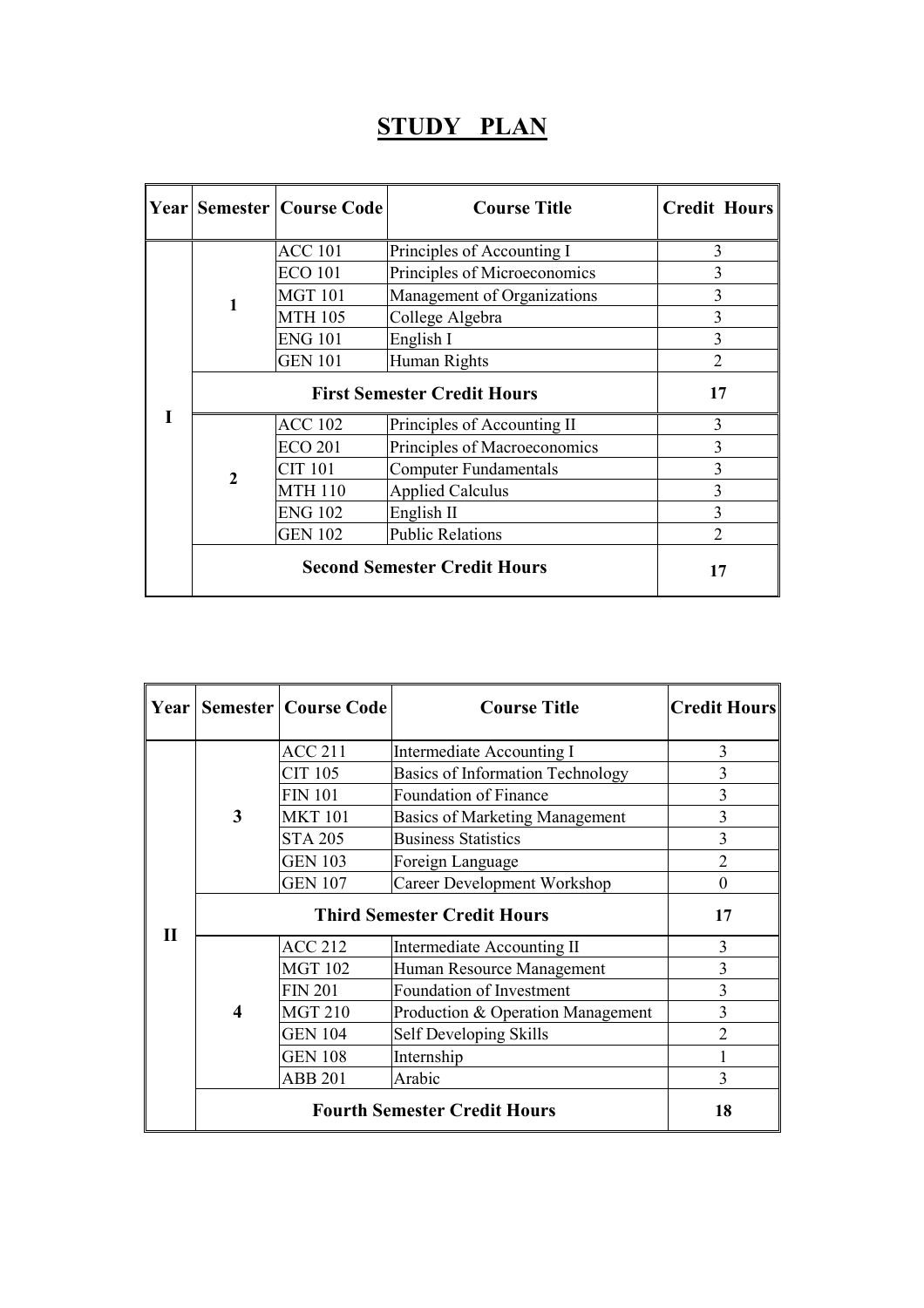# STUDY PLAN

| Year | Semester | Course Code | Course Title | Credit Hours |
|---|---|---|---|---|
| I | 1 | ACC 101 | Principles of Accounting I | 3 |
| | | ECO 101 | Principles of Microeconomics | 3 |
| | | MGT 101 | Management of Organizations | 3 |
| | | MTH 105 | College Algebra | 3 |
| | | ENG 101 | English I | 3 |
| | | GEN 101 | Human Rights | 2 |
| | **First Semester Credit Hours** | | | **17** |
| | 2 | ACC 102 | Principles of Accounting II | 3 |
| | | ECO 201 | Principles of Macroeconomics | 3 |
| | | CIT 101 | Computer Fundamentals | 3 |
| | | MTH 110 | Applied Calculus | 3 |
| | | ENG 102 | English II | 3 |
| | | GEN 102 | Public Relations | 2 |
| | **Second Semester Credit Hours** | | | **17** |

| Year | Semester | Course Code | Course Title | Credit Hours |
|---|---|---|---|---|
| II | 3 | ACC 211 | Intermediate Accounting I | 3 |
| | | CIT 105 | Basics of Information Technology | 3 |
| | | FIN 101 | Foundation of Finance | 3 |
| | | MKT 101 | Basics of Marketing Management | 3 |
| | | STA 205 | Business Statistics | 3 |
| | | GEN 103 | Foreign Language | 2 |
| | | GEN 107 | Career Development Workshop | 0 |
| | **Third Semester Credit Hours** | | | **17** |
| | 4 | ACC 212 | Intermediate Accounting II | 3 |
| | | MGT 102 | Human Resource Management | 3 |
| | | FIN 201 | Foundation of Investment | 3 |
| | | MGT 210 | Production & Operation Management | 3 |
| | | GEN 104 | Self Developing Skills | 2 |
| | | GEN 108 | Internship | 1 |
| | | ABB 201 | Arabic | 3 |
| | **Fourth Semester Credit Hours** | | | **18** |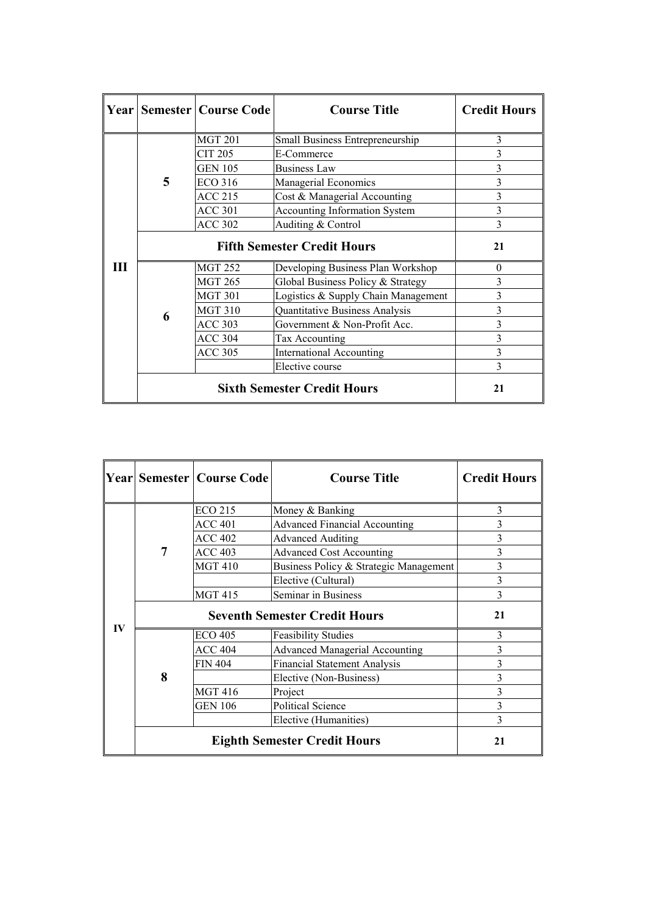| Year | Semester | Course Code | Course Title | Credit Hours |
|---|---|---|---|---|
| III | 5 | MGT 201 | Small Business Entrepreneurship | 3 |
| | | CIT 205 | E-Commerce | 3 |
| | | GEN 105 | Business Law | 3 |
| | | ECO 316 | Managerial Economics | 3 |
| | | ACC 215 | Cost & Managerial Accounting | 3 |
| | | ACC 301 | Accounting Information System | 3 |
| | | ACC 302 | Auditing & Control | 3 |
| | **Fifth Semester Credit Hours** | | | **21** |
| | 6 | MGT 252 | Developing Business Plan Workshop | 0 |
| | | MGT 265 | Global Business Policy & Strategy | 3 |
| | | MGT 301 | Logistics & Supply Chain Management | 3 |
| | | MGT 310 | Quantitative Business Analysis | 3 |
| | | ACC 303 | Government & Non-Profit Acc. | 3 |
| | | ACC 304 | Tax Accounting | 3 |
| | | ACC 305 | International Accounting | 3 |
| | | | Elective course | 3 |
| | **Sixth Semester Credit Hours** | | | **21** |

| Year | Semester | Course Code | Course Title | Credit Hours |
|---|---|---|---|---|
| IV | 7 | ECO 215 | Money & Banking | 3 |
| | | ACC 401 | Advanced Financial Accounting | 3 |
| | | ACC 402 | Advanced Auditing | 3 |
| | | ACC 403 | Advanced Cost Accounting | 3 |
| | | MGT 410 | Business Policy & Strategic Management | 3 |
| | | | Elective (Cultural) | 3 |
| | | MGT 415 | Seminar in Business | 3 |
| | **Seventh Semester Credit Hours** | | | **21** |
| | 8 | ECO 405 | Feasibility Studies | 3 |
| | | ACC 404 | Advanced Managerial Accounting | 3 |
| | | FIN 404 | Financial Statement Analysis | 3 |
| | | | Elective (Non-Business) | 3 |
| | | MGT 416 | Project | 3 |
| | | GEN 106 | Political Science | 3 |
| | | | Elective (Humanities) | 3 |
| | **Eighth Semester Credit Hours** | | | **21** |